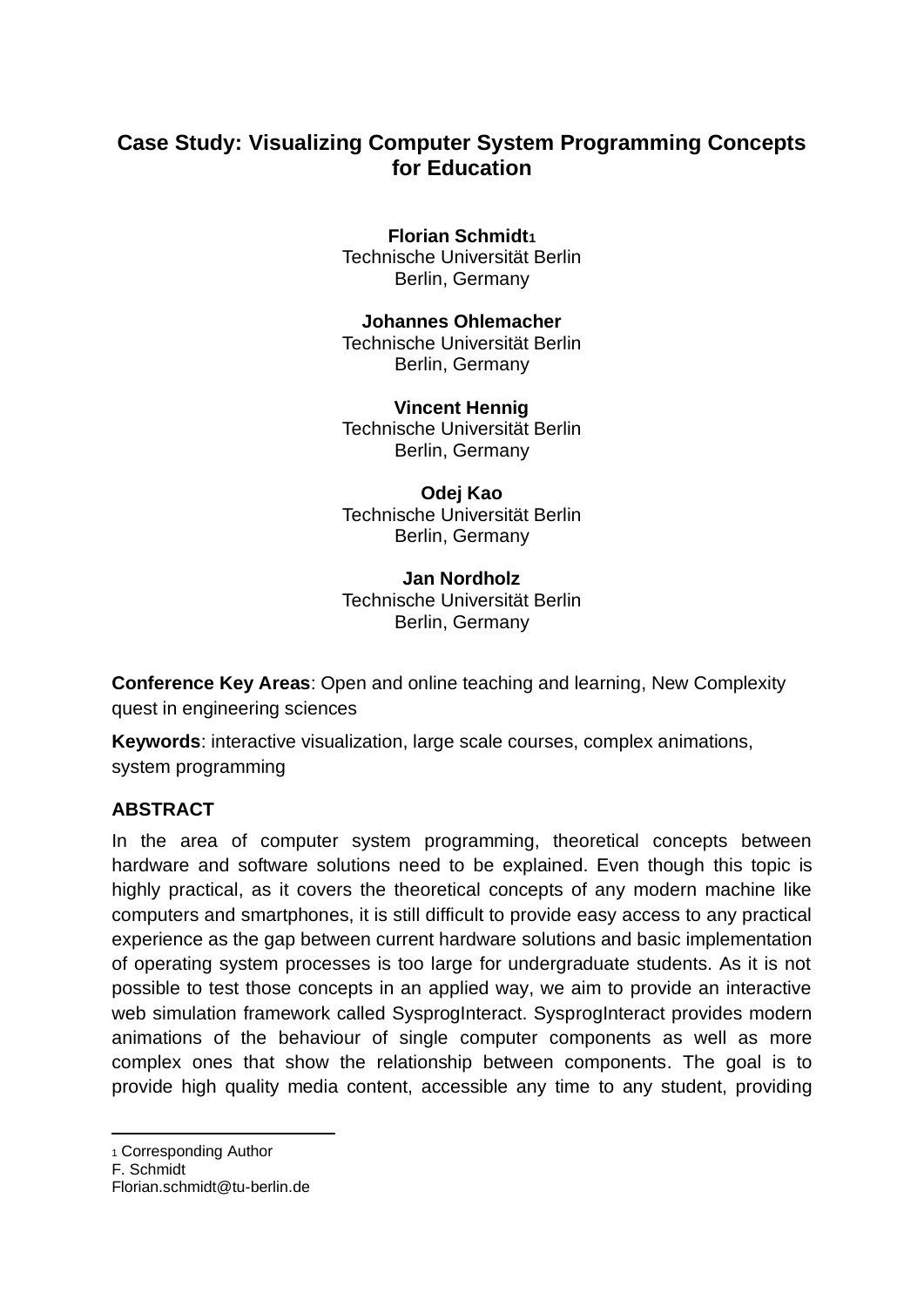# Case Study: Visualizing Computer System Programming Concepts for Education

**Florian Schmidt**[1]
Technische Universität Berlin
Berlin, Germany

**Johannes Ohlemacher**
Technische Universität Berlin
Berlin, Germany

**Vincent Hennig**
Technische Universität Berlin
Berlin, Germany

**Odej Kao**
Technische Universität Berlin
Berlin, Germany

**Jan Nordholz**
Technische Universität Berlin
Berlin, Germany

**Conference Key Areas**: Open and online teaching and learning, New Complexity quest in engineering sciences

**Keywords**: interactive visualization, large scale courses, complex animations, system programming

## ABSTRACT

In the area of computer system programming, theoretical concepts between hardware and software solutions need to be explained. Even though this topic is highly practical, as it covers the theoretical concepts of any modern machine like computers and smartphones, it is still difficult to provide easy access to any practical experience as the gap between current hardware solutions and basic implementation of operating system processes is too large for undergraduate students. As it is not possible to test those concepts in an applied way, we aim to provide an interactive web simulation framework called SysprogInteract. SysprogInteract provides modern animations of the behaviour of single computer components as well as more complex ones that show the relationship between components. The goal is to provide high quality media content, accessible any time to any student, providing

---

[1] Corresponding Author
F. Schmidt
Florian.schmidt@tu-berlin.de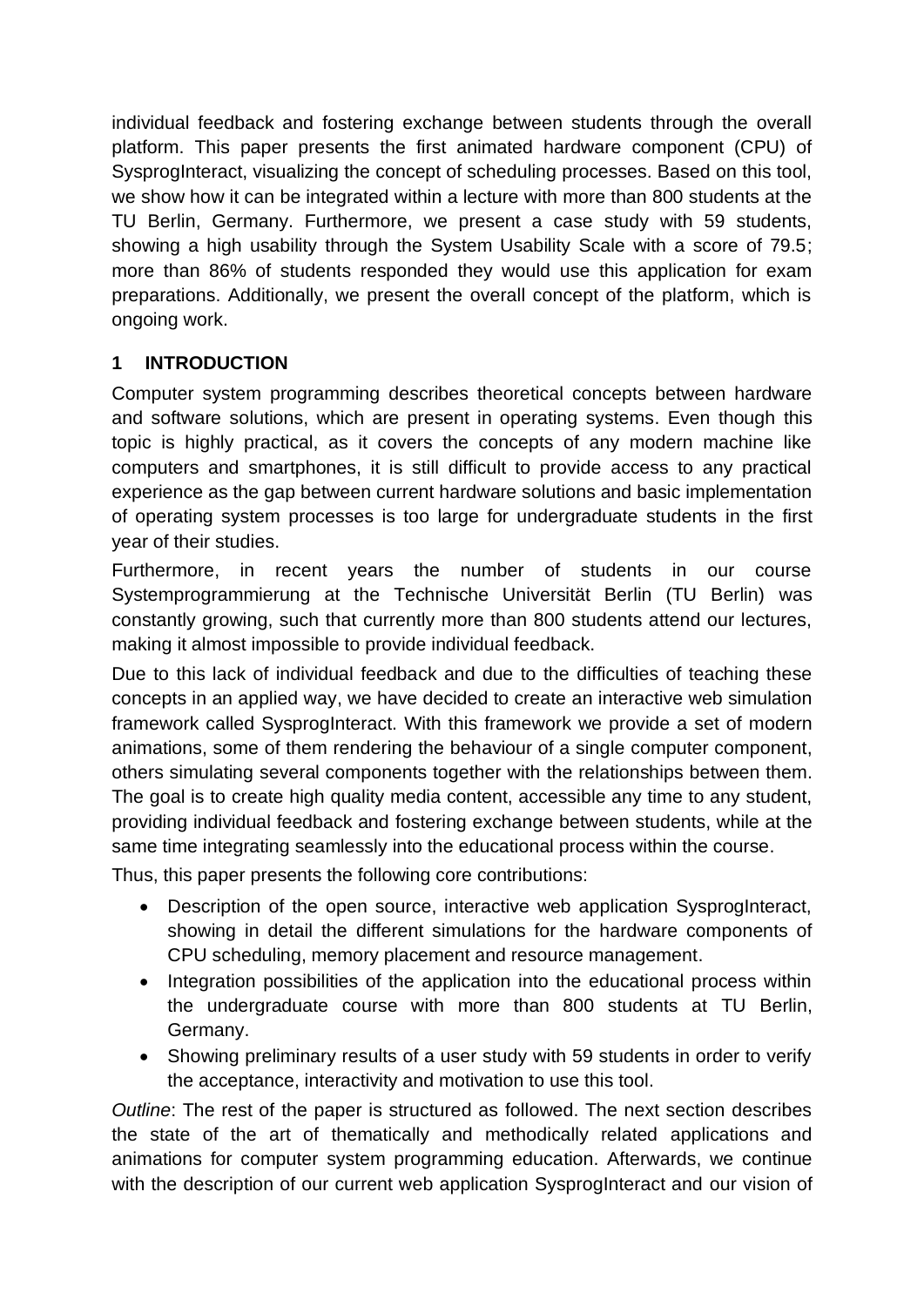individual feedback and fostering exchange between students through the overall platform. This paper presents the first animated hardware component (CPU) of SysprogInteract, visualizing the concept of scheduling processes. Based on this tool, we show how it can be integrated within a lecture with more than 800 students at the TU Berlin, Germany. Furthermore, we present a case study with 59 students, showing a high usability through the System Usability Scale with a score of 79.5; more than 86% of students responded they would use this application for exam preparations. Additionally, we present the overall concept of the platform, which is ongoing work.

## 1 INTRODUCTION

Computer system programming describes theoretical concepts between hardware and software solutions, which are present in operating systems. Even though this topic is highly practical, as it covers the concepts of any modern machine like computers and smartphones, it is still difficult to provide access to any practical experience as the gap between current hardware solutions and basic implementation of operating system processes is too large for undergraduate students in the first year of their studies.

Furthermore, in recent years the number of students in our course Systemprogrammierung at the Technische Universität Berlin (TU Berlin) was constantly growing, such that currently more than 800 students attend our lectures, making it almost impossible to provide individual feedback.

Due to this lack of individual feedback and due to the difficulties of teaching these concepts in an applied way, we have decided to create an interactive web simulation framework called SysprogInteract. With this framework we provide a set of modern animations, some of them rendering the behaviour of a single computer component, others simulating several components together with the relationships between them. The goal is to create high quality media content, accessible any time to any student, providing individual feedback and fostering exchange between students, while at the same time integrating seamlessly into the educational process within the course.

Thus, this paper presents the following core contributions:

- Description of the open source, interactive web application SysprogInteract, showing in detail the different simulations for the hardware components of CPU scheduling, memory placement and resource management.
- Integration possibilities of the application into the educational process within the undergraduate course with more than 800 students at TU Berlin, Germany.
- Showing preliminary results of a user study with 59 students in order to verify the acceptance, interactivity and motivation to use this tool.

*Outline*: The rest of the paper is structured as followed. The next section describes the state of the art of thematically and methodically related applications and animations for computer system programming education. Afterwards, we continue with the description of our current web application SysprogInteract and our vision of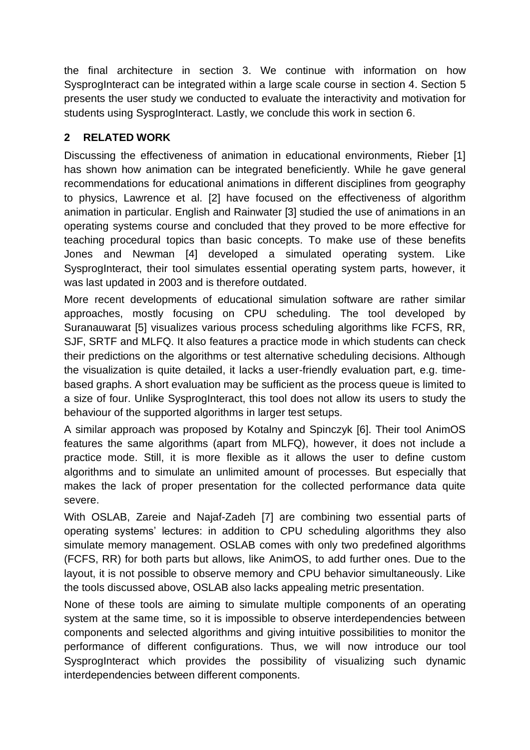the final architecture in section 3. We continue with information on how SysprogInteract can be integrated within a large scale course in section 4. Section 5 presents the user study we conducted to evaluate the interactivity and motivation for students using SysprogInteract. Lastly, we conclude this work in section 6.

## 2 RELATED WORK

Discussing the effectiveness of animation in educational environments, Rieber [1] has shown how animation can be integrated beneficiently. While he gave general recommendations for educational animations in different disciplines from geography to physics, Lawrence et al. [2] have focused on the effectiveness of algorithm animation in particular. English and Rainwater [3] studied the use of animations in an operating systems course and concluded that they proved to be more effective for teaching procedural topics than basic concepts. To make use of these benefits Jones and Newman [4] developed a simulated operating system. Like SysprogInteract, their tool simulates essential operating system parts, however, it was last updated in 2003 and is therefore outdated.

More recent developments of educational simulation software are rather similar approaches, mostly focusing on CPU scheduling. The tool developed by Suranauwarat [5] visualizes various process scheduling algorithms like FCFS, RR, SJF, SRTF and MLFQ. It also features a practice mode in which students can check their predictions on the algorithms or test alternative scheduling decisions. Although the visualization is quite detailed, it lacks a user-friendly evaluation part, e.g. time-based graphs. A short evaluation may be sufficient as the process queue is limited to a size of four. Unlike SysprogInteract, this tool does not allow its users to study the behaviour of the supported algorithms in larger test setups.

A similar approach was proposed by Kotalny and Spinczyk [6]. Their tool AnimOS features the same algorithms (apart from MLFQ), however, it does not include a practice mode. Still, it is more flexible as it allows the user to define custom algorithms and to simulate an unlimited amount of processes. But especially that makes the lack of proper presentation for the collected performance data quite severe.

With OSLAB, Zareie and Najaf-Zadeh [7] are combining two essential parts of operating systems' lectures: in addition to CPU scheduling algorithms they also simulate memory management. OSLAB comes with only two predefined algorithms (FCFS, RR) for both parts but allows, like AnimOS, to add further ones. Due to the layout, it is not possible to observe memory and CPU behavior simultaneously. Like the tools discussed above, OSLAB also lacks appealing metric presentation.

None of these tools are aiming to simulate multiple components of an operating system at the same time, so it is impossible to observe interdependencies between components and selected algorithms and giving intuitive possibilities to monitor the performance of different configurations. Thus, we will now introduce our tool SysprogInteract which provides the possibility of visualizing such dynamic interdependencies between different components.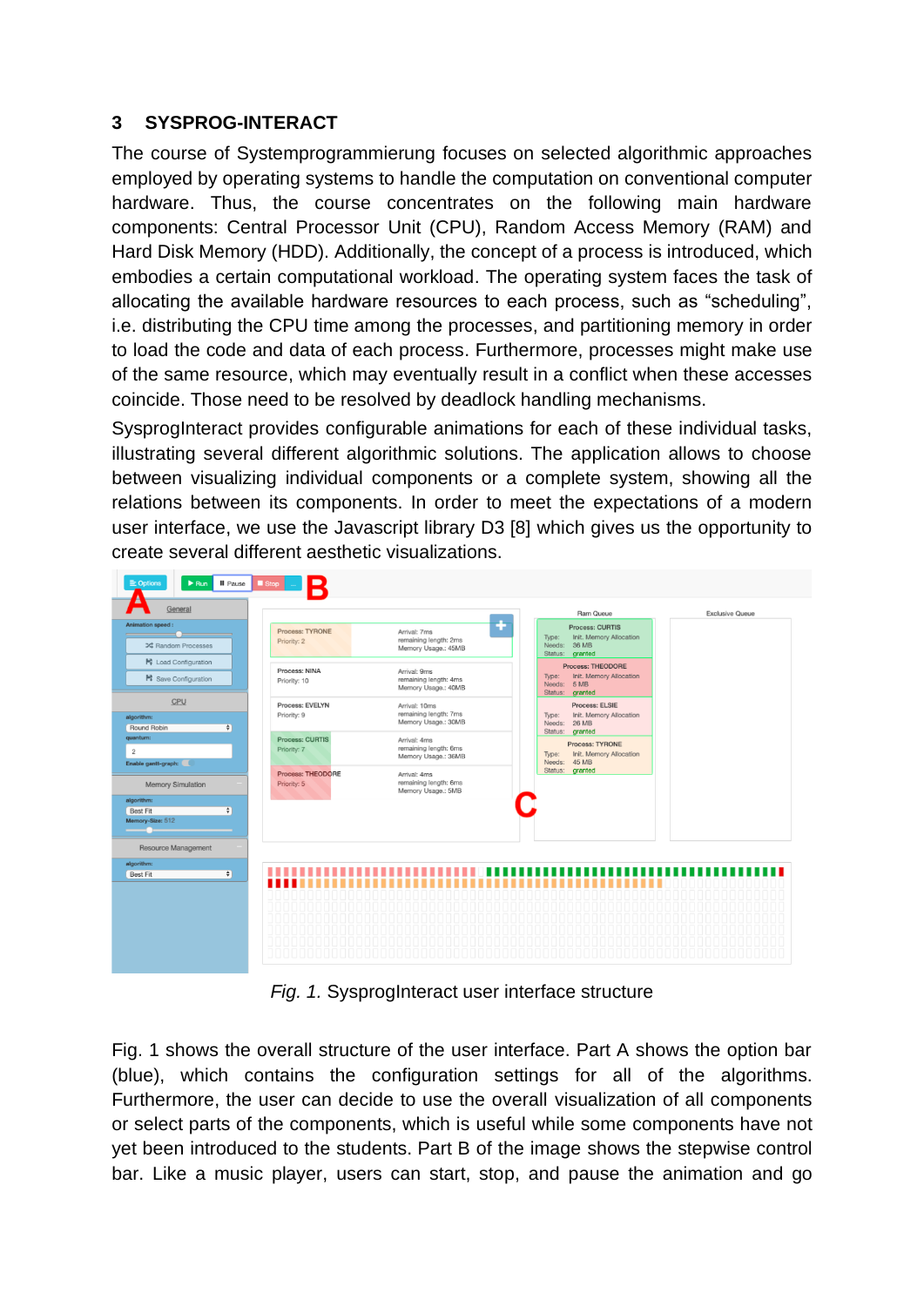## 3 SYSPROG-INTERACT

The course of Systemprogrammierung focuses on selected algorithmic approaches employed by operating systems to handle the computation on conventional computer hardware. Thus, the course concentrates on the following main hardware components: Central Processor Unit (CPU), Random Access Memory (RAM) and Hard Disk Memory (HDD). Additionally, the concept of a process is introduced, which embodies a certain computational workload. The operating system faces the task of allocating the available hardware resources to each process, such as "scheduling", i.e. distributing the CPU time among the processes, and partitioning memory in order to load the code and data of each process. Furthermore, processes might make use of the same resource, which may eventually result in a conflict when these accesses coincide. Those need to be resolved by deadlock handling mechanisms.

SysprogInteract provides configurable animations for each of these individual tasks, illustrating several different algorithmic solutions. The application allows to choose between visualizing individual components or a complete system, showing all the relations between its components. In order to meet the expectations of a modern user interface, we use the Javascript library D3 [8] which gives us the opportunity to create several different aesthetic visualizations.

*Fig. 1.* SysprogInteract user interface structure

Fig. 1 shows the overall structure of the user interface. Part A shows the option bar (blue), which contains the configuration settings for all of the algorithms. Furthermore, the user can decide to use the overall visualization of all components or select parts of the components, which is useful while some components have not yet been introduced to the students. Part B of the image shows the stepwise control bar. Like a music player, users can start, stop, and pause the animation and go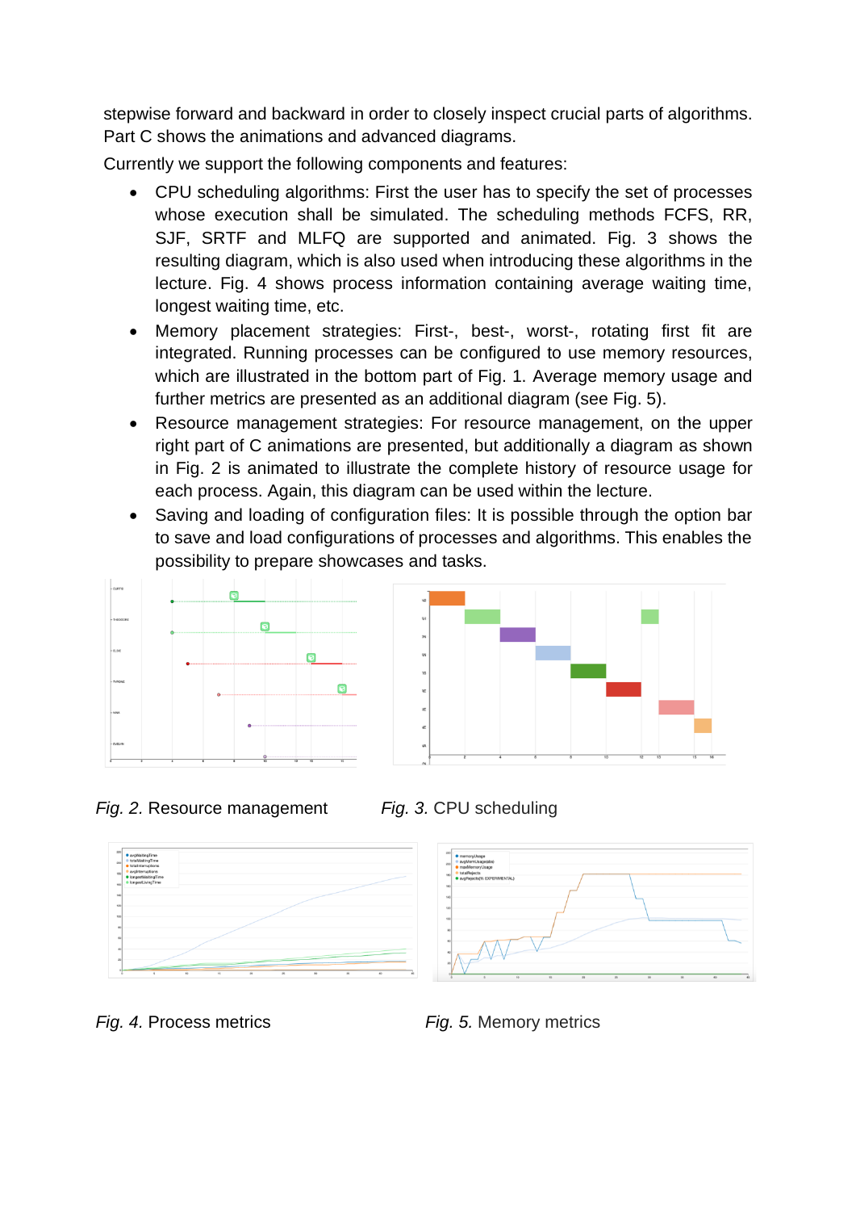stepwise forward and backward in order to closely inspect crucial parts of algorithms. Part C shows the animations and advanced diagrams.

Currently we support the following components and features:

- CPU scheduling algorithms: First the user has to specify the set of processes whose execution shall be simulated. The scheduling methods FCFS, RR, SJF, SRTF and MLFQ are supported and animated. Fig. 3 shows the resulting diagram, which is also used when introducing these algorithms in the lecture. Fig. 4 shows process information containing average waiting time, longest waiting time, etc.
- Memory placement strategies: First-, best-, worst-, rotating first fit are integrated. Running processes can be configured to use memory resources, which are illustrated in the bottom part of Fig. 1. Average memory usage and further metrics are presented as an additional diagram (see Fig. 5).
- Resource management strategies: For resource management, on the upper right part of C animations are presented, but additionally a diagram as shown in Fig. 2 is animated to illustrate the complete history of resource usage for each process. Again, this diagram can be used within the lecture.
- Saving and loading of configuration files: It is possible through the option bar to save and load configurations of processes and algorithms. This enables the possibility to prepare showcases and tasks.

*Fig. 2.* Resource management

*Fig. 3.* CPU scheduling

*Fig. 4.* Process metrics

*Fig. 5.* Memory metrics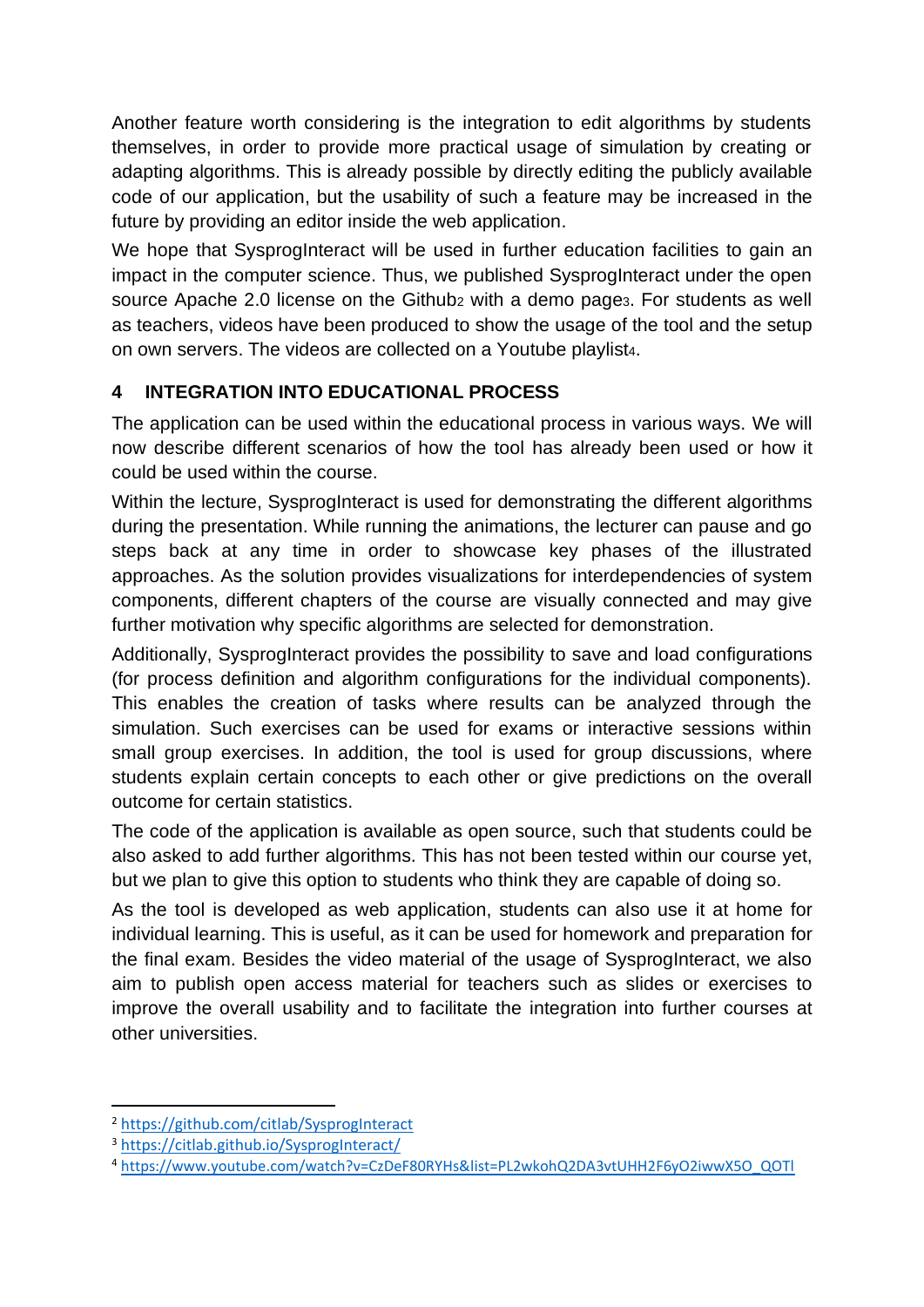Another feature worth considering is the integration to edit algorithms by students themselves, in order to provide more practical usage of simulation by creating or adapting algorithms. This is already possible by directly editing the publicly available code of our application, but the usability of such a feature may be increased in the future by providing an editor inside the web application.

We hope that SysprogInteract will be used in further education facilities to gain an impact in the computer science. Thus, we published SysprogInteract under the open source Apache 2.0 license on the Github[2] with a demo page[3]. For students as well as teachers, videos have been produced to show the usage of the tool and the setup on own servers. The videos are collected on a Youtube playlist[4].

## 4 INTEGRATION INTO EDUCATIONAL PROCESS

The application can be used within the educational process in various ways. We will now describe different scenarios of how the tool has already been used or how it could be used within the course.

Within the lecture, SysprogInteract is used for demonstrating the different algorithms during the presentation. While running the animations, the lecturer can pause and go steps back at any time in order to showcase key phases of the illustrated approaches. As the solution provides visualizations for interdependencies of system components, different chapters of the course are visually connected and may give further motivation why specific algorithms are selected for demonstration.

Additionally, SysprogInteract provides the possibility to save and load configurations (for process definition and algorithm configurations for the individual components). This enables the creation of tasks where results can be analyzed through the simulation. Such exercises can be used for exams or interactive sessions within small group exercises. In addition, the tool is used for group discussions, where students explain certain concepts to each other or give predictions on the overall outcome for certain statistics.

The code of the application is available as open source, such that students could be also asked to add further algorithms. This has not been tested within our course yet, but we plan to give this option to students who think they are capable of doing so.

As the tool is developed as web application, students can also use it at home for individual learning. This is useful, as it can be used for homework and preparation for the final exam. Besides the video material of the usage of SysprogInteract, we also aim to publish open access material for teachers such as slides or exercises to improve the overall usability and to facilitate the integration into further courses at other universities.

---

[2] https://github.com/citlab/SysprogInteract

[3] https://citlab.github.io/SysprogInteract/

[4] https://www.youtube.com/watch?v=CzDeF80RYHs&list=PL2wkohQ2DA3vtUHH2F6yO2iwwX5O_QOTl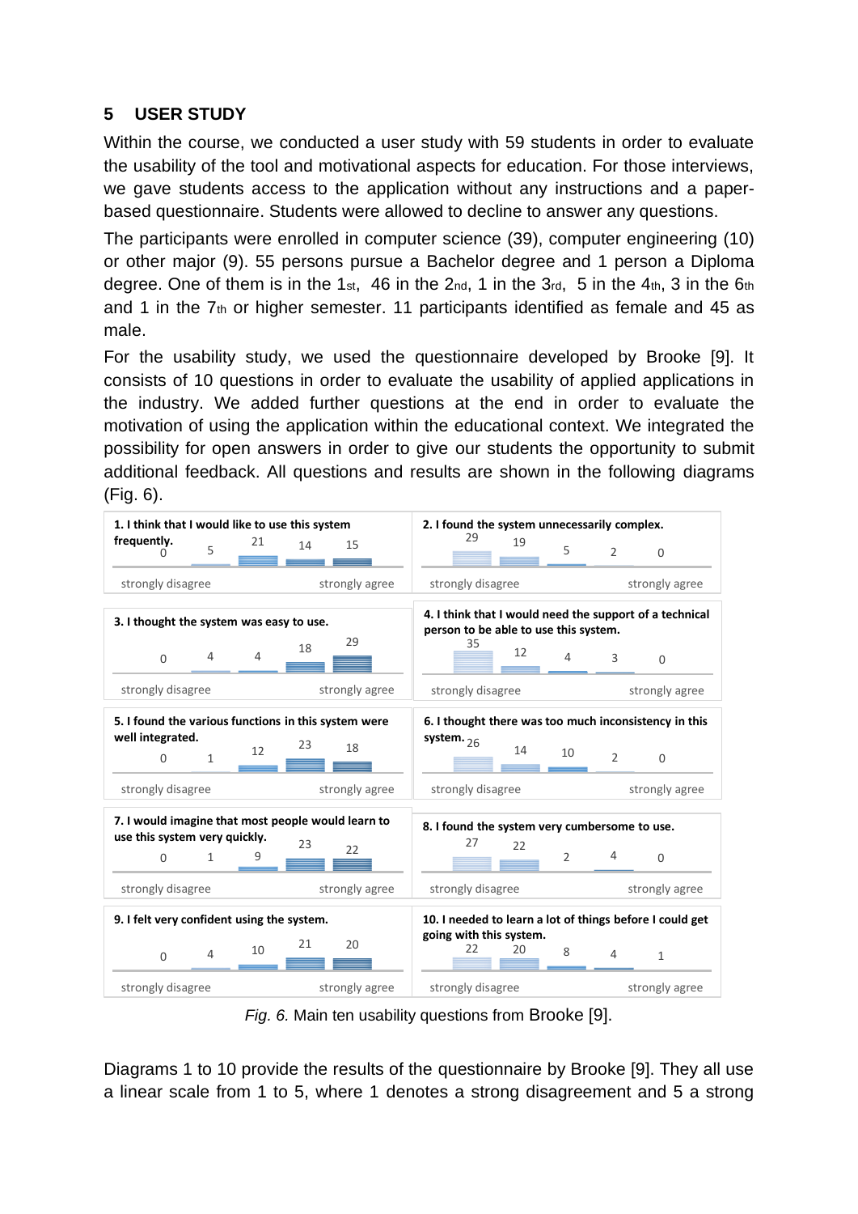## 5 USER STUDY

Within the course, we conducted a user study with 59 students in order to evaluate the usability of the tool and motivational aspects for education. For those interviews, we gave students access to the application without any instructions and a paper-based questionnaire. Students were allowed to decline to answer any questions.

The participants were enrolled in computer science (39), computer engineering (10) or other major (9). 55 persons pursue a Bachelor degree and 1 person a Diploma degree. One of them is in the 1st, 46 in the 2nd, 1 in the 3rd, 5 in the 4th, 3 in the 6th and 1 in the 7th or higher semester. 11 participants identified as female and 45 as male.

For the usability study, we used the questionnaire developed by Brooke [9]. It consists of 10 questions in order to evaluate the usability of applied applications in the industry. We added further questions at the end in order to evaluate the motivation of using the application within the educational context. We integrated the possibility for open answers in order to give our students the opportunity to submit additional feedback. All questions and results are shown in the following diagrams (Fig. 6).

| Question | 1 (strongly disagree) | 2 | 3 | 4 | 5 (strongly agree) |
|---|---|---|---|---|---|
| 1. I think that I would like to use this system frequently. | 0 | 5 | 21 | 14 | 15 |
| 2. I found the system unnecessarily complex. | 29 | 19 | 5 | 2 | 0 |
| 3. I thought the system was easy to use. | 0 | 4 | 4 | 18 | 29 |
| 4. I think that I would need the support of a technical person to be able to use this system. | 35 | 12 | 4 | 3 | 0 |
| 5. I found the various functions in this system were well integrated. | 0 | 1 | 12 | 23 | 18 |
| 6. I thought there was too much inconsistency in this system. | 26 | 14 | 10 | 2 | 0 |
| 7. I would imagine that most people would learn to use this system very quickly. | 0 | 1 | 9 | 23 | 22 |
| 8. I found the system very cumbersome to use. | 27 | 22 | 2 | 4 | 0 |
| 9. I felt very confident using the system. | 0 | 4 | 10 | 21 | 20 |
| 10. I needed to learn a lot of things before I could get going with this system. | 22 | 20 | 8 | 4 | 1 |

*Fig. 6.* Main ten usability questions from Brooke [9].

Diagrams 1 to 10 provide the results of the questionnaire by Brooke [9]. They all use a linear scale from 1 to 5, where 1 denotes a strong disagreement and 5 a strong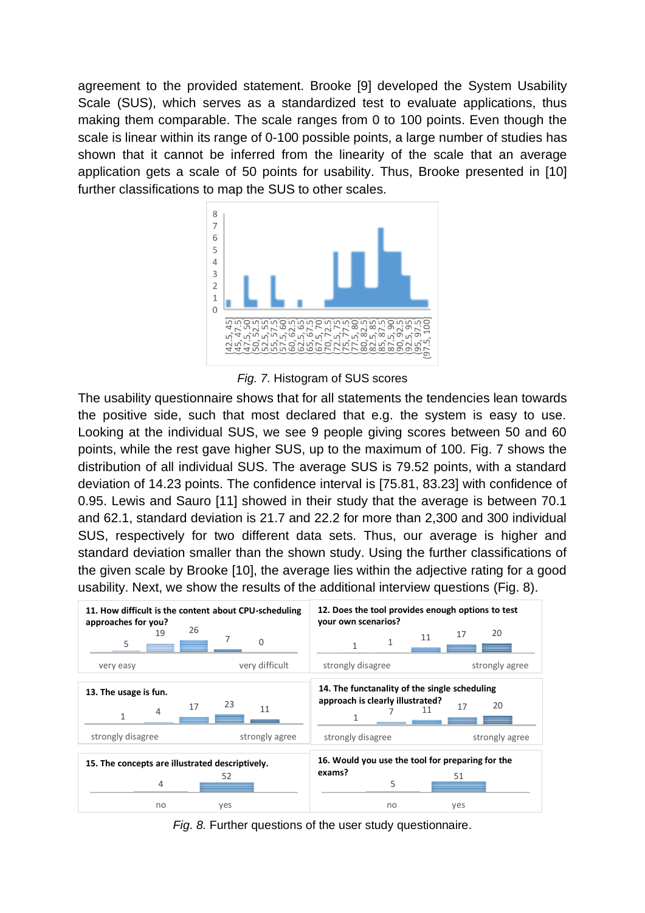agreement to the provided statement. Brooke [9] developed the System Usability Scale (SUS), which serves as a standardized test to evaluate applications, thus making them comparable. The scale ranges from 0 to 100 points. Even though the scale is linear within its range of 0-100 possible points, a large number of studies has shown that it cannot be inferred from the linearity of the scale that an average application gets a scale of 50 points for usability. Thus, Brooke presented in [10] further classifications to map the SUS to other scales.

*Fig. 7.* Histogram of SUS scores

The usability questionnaire shows that for all statements the tendencies lean towards the positive side, such that most declared that e.g. the system is easy to use. Looking at the individual SUS, we see 9 people giving scores between 50 and 60 points, while the rest gave higher SUS, up to the maximum of 100. Fig. 7 shows the distribution of all individual SUS. The average SUS is 79.52 points, with a standard deviation of 14.23 points. The confidence interval is [75.81, 83.23] with confidence of 0.95. Lewis and Sauro [11] showed in their study that the average is between 70.1 and 62.1, standard deviation is 21.7 and 22.2 for more than 2,300 and 300 individual SUS, respectively for two different data sets. Thus, our average is higher and standard deviation smaller than the shown study. Using the further classifications of the given scale by Brooke [10], the average lies within the adjective rating for a good usability. Next, we show the results of the additional interview questions (Fig. 8).

*Fig. 8.* Further questions of the user study questionnaire.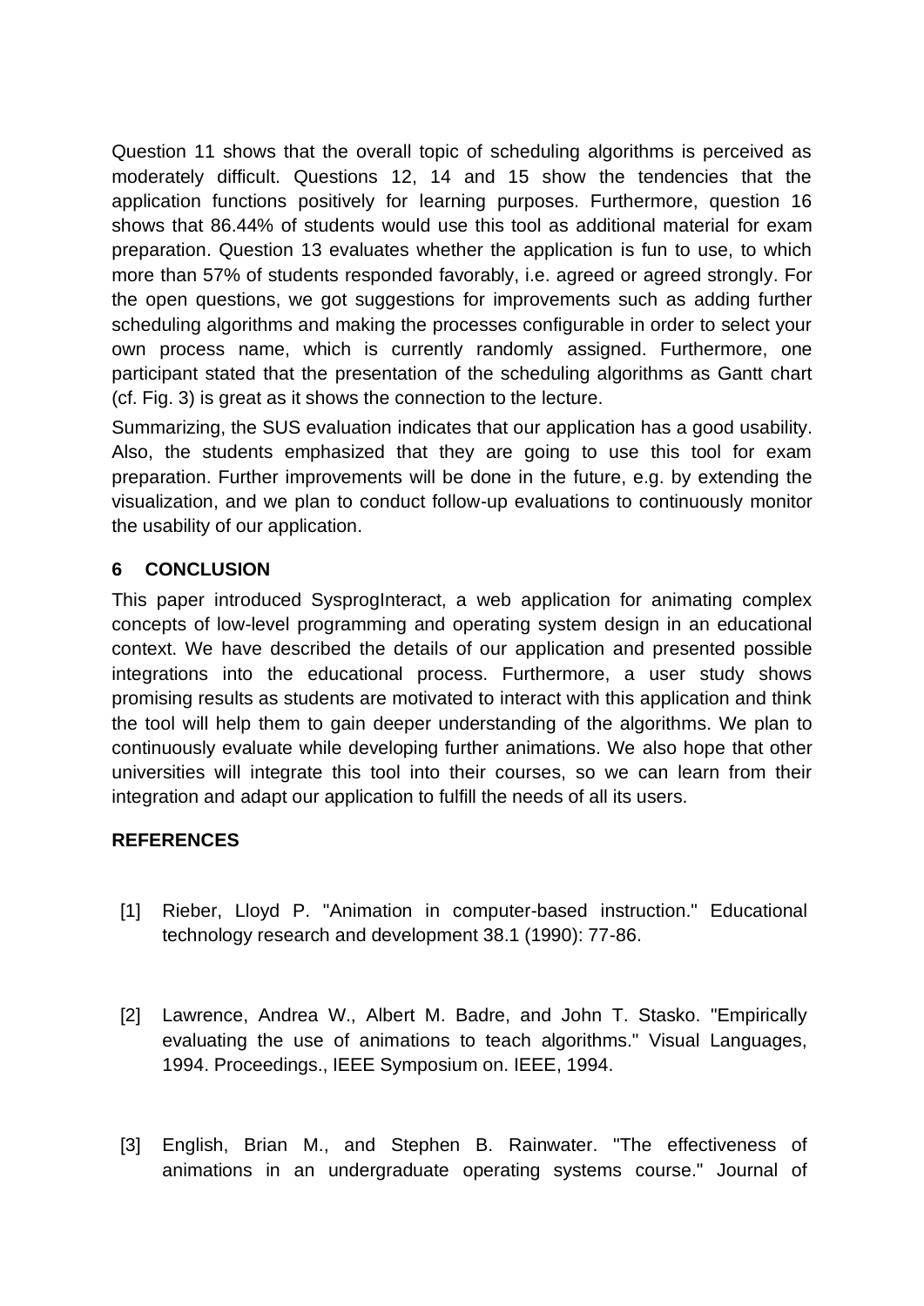Question 11 shows that the overall topic of scheduling algorithms is perceived as moderately difficult. Questions 12, 14 and 15 show the tendencies that the application functions positively for learning purposes. Furthermore, question 16 shows that 86.44% of students would use this tool as additional material for exam preparation. Question 13 evaluates whether the application is fun to use, to which more than 57% of students responded favorably, i.e. agreed or agreed strongly. For the open questions, we got suggestions for improvements such as adding further scheduling algorithms and making the processes configurable in order to select your own process name, which is currently randomly assigned. Furthermore, one participant stated that the presentation of the scheduling algorithms as Gantt chart (cf. Fig. 3) is great as it shows the connection to the lecture.

Summarizing, the SUS evaluation indicates that our application has a good usability. Also, the students emphasized that they are going to use this tool for exam preparation. Further improvements will be done in the future, e.g. by extending the visualization, and we plan to conduct follow-up evaluations to continuously monitor the usability of our application.

## 6 CONCLUSION

This paper introduced SysprogInteract, a web application for animating complex concepts of low-level programming and operating system design in an educational context. We have described the details of our application and presented possible integrations into the educational process. Furthermore, a user study shows promising results as students are motivated to interact with this application and think the tool will help them to gain deeper understanding of the algorithms. We plan to continuously evaluate while developing further animations. We also hope that other universities will integrate this tool into their courses, so we can learn from their integration and adapt our application to fulfill the needs of all its users.

## REFERENCES

[1] Rieber, Lloyd P. "Animation in computer-based instruction." Educational technology research and development 38.1 (1990): 77-86.

[2] Lawrence, Andrea W., Albert M. Badre, and John T. Stasko. "Empirically evaluating the use of animations to teach algorithms." Visual Languages, 1994. Proceedings., IEEE Symposium on. IEEE, 1994.

[3] English, Brian M., and Stephen B. Rainwater. "The effectiveness of animations in an undergraduate operating systems course." Journal of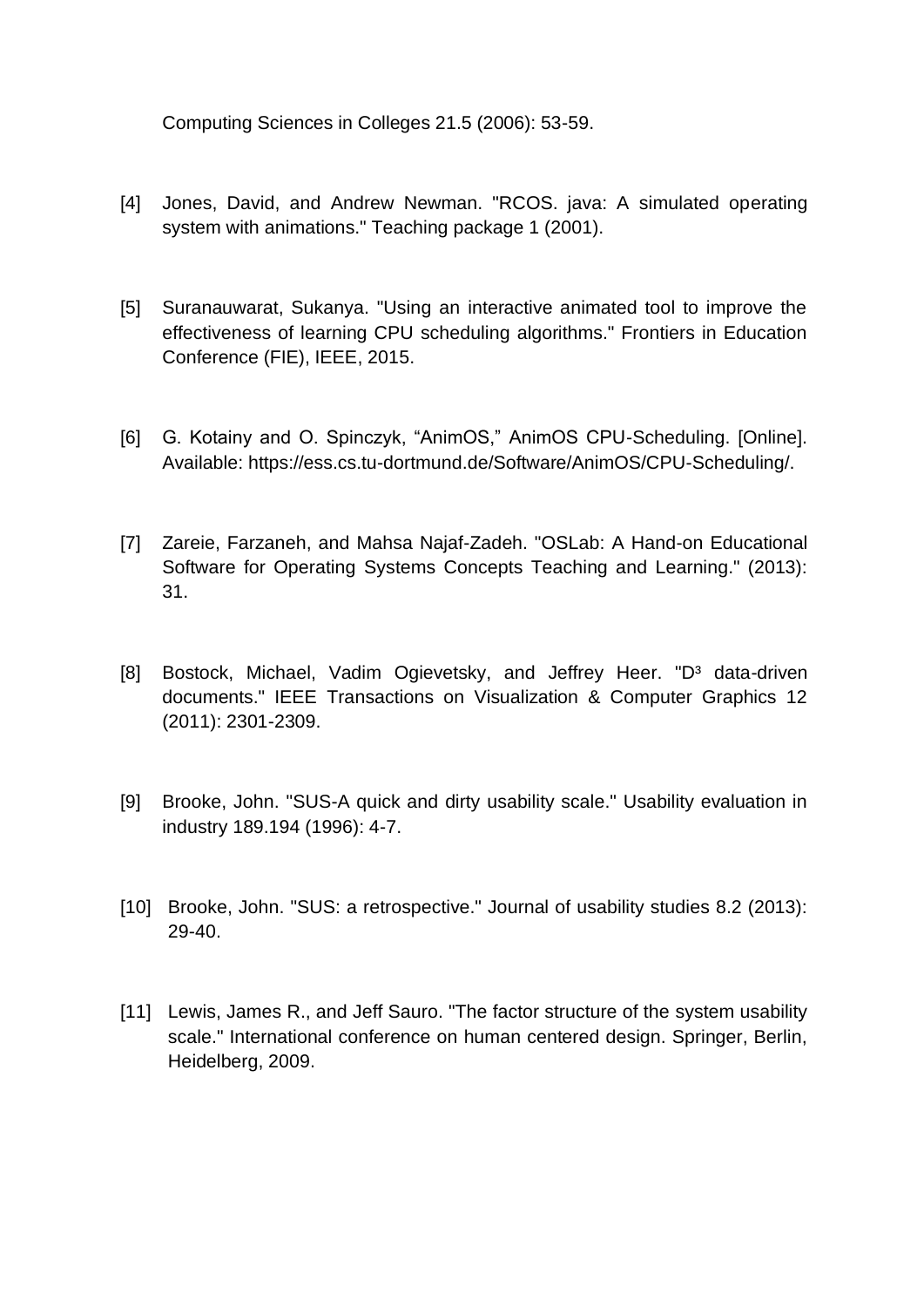Computing Sciences in Colleges 21.5 (2006): 53-59.

[4] Jones, David, and Andrew Newman. "RCOS. java: A simulated operating system with animations." Teaching package 1 (2001).

[5] Suranauwarat, Sukanya. "Using an interactive animated tool to improve the effectiveness of learning CPU scheduling algorithms." Frontiers in Education Conference (FIE), IEEE, 2015.

[6] G. Kotainy and O. Spinczyk, “AnimOS,” AnimOS CPU-Scheduling. [Online]. Available: https://ess.cs.tu-dortmund.de/Software/AnimOS/CPU-Scheduling/.

[7] Zareie, Farzaneh, and Mahsa Najaf-Zadeh. "OSLab: A Hand-on Educational Software for Operating Systems Concepts Teaching and Learning." (2013): 31.

[8] Bostock, Michael, Vadim Ogievetsky, and Jeffrey Heer. "D³ data-driven documents." IEEE Transactions on Visualization & Computer Graphics 12 (2011): 2301-2309.

[9] Brooke, John. "SUS-A quick and dirty usability scale." Usability evaluation in industry 189.194 (1996): 4-7.

[10] Brooke, John. "SUS: a retrospective." Journal of usability studies 8.2 (2013): 29-40.

[11] Lewis, James R., and Jeff Sauro. "The factor structure of the system usability scale." International conference on human centered design. Springer, Berlin, Heidelberg, 2009.